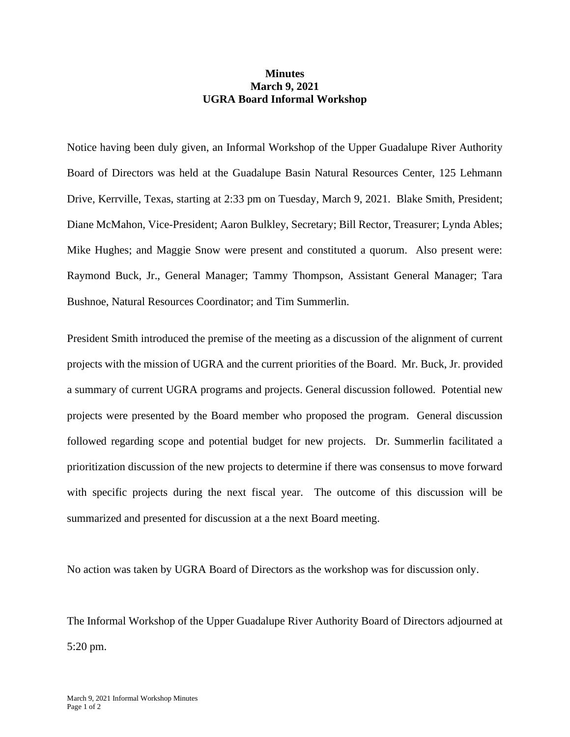**Minutes**
**March 9, 2021**
**UGRA Board Informal Workshop**

Notice having been duly given, an Informal Workshop of the Upper Guadalupe River Authority Board of Directors was held at the Guadalupe Basin Natural Resources Center, 125 Lehmann Drive, Kerrville, Texas, starting at 2:33 pm on Tuesday, March 9, 2021. Blake Smith, President; Diane McMahon, Vice-President; Aaron Bulkley, Secretary; Bill Rector, Treasurer; Lynda Ables; Mike Hughes; and Maggie Snow were present and constituted a quorum. Also present were: Raymond Buck, Jr., General Manager; Tammy Thompson, Assistant General Manager; Tara Bushnoe, Natural Resources Coordinator; and Tim Summerlin.

President Smith introduced the premise of the meeting as a discussion of the alignment of current projects with the mission of UGRA and the current priorities of the Board. Mr. Buck, Jr. provided a summary of current UGRA programs and projects. General discussion followed. Potential new projects were presented by the Board member who proposed the program. General discussion followed regarding scope and potential budget for new projects. Dr. Summerlin facilitated a prioritization discussion of the new projects to determine if there was consensus to move forward with specific projects during the next fiscal year. The outcome of this discussion will be summarized and presented for discussion at a the next Board meeting.

No action was taken by UGRA Board of Directors as the workshop was for discussion only.

The Informal Workshop of the Upper Guadalupe River Authority Board of Directors adjourned at 5:20 pm.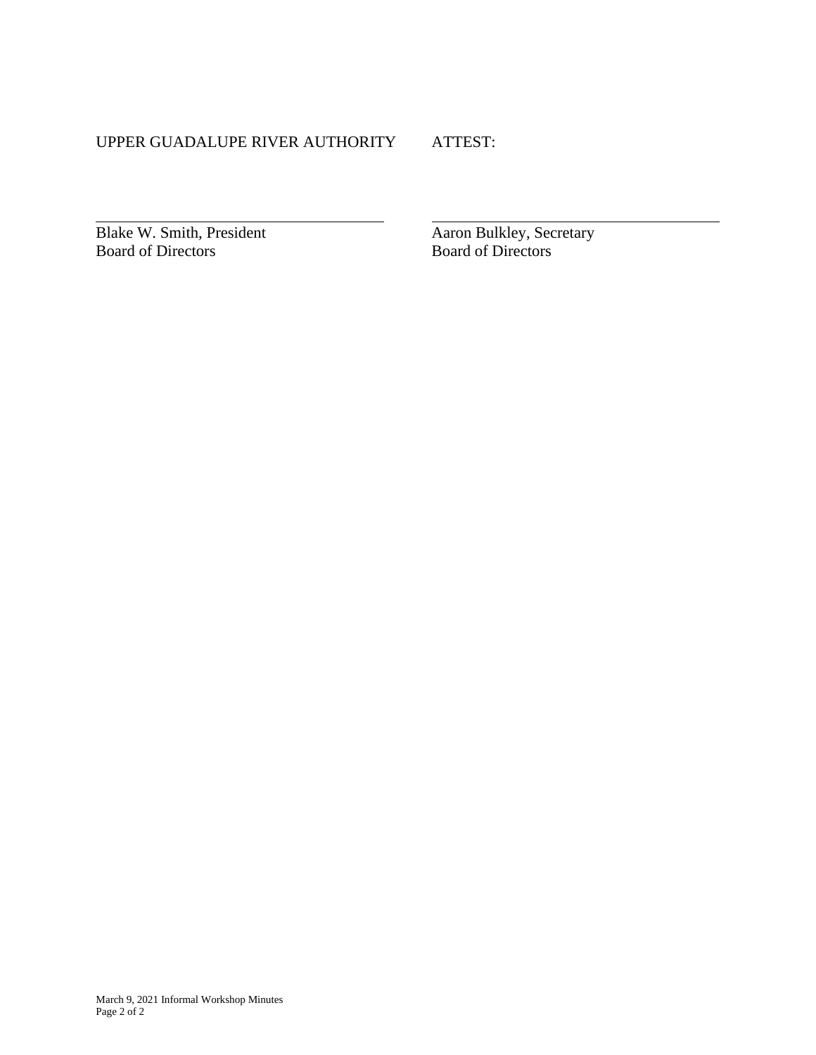| UPPER GUADALUPE RIVER AUTHORITY | ATTEST: |
| --- | --- |
| \_\_\_\_\_\_\_\_\_\_\_\_\_\_\_\_\_\_\_\_\_\_\_\_\_\_\_\_\_\_\_\_ | \_\_\_\_\_\_\_\_\_\_\_\_\_\_\_\_\_\_\_\_\_\_\_\_\_\_\_\_\_\_\_\_ |
| Blake W. Smith, President | Aaron Bulkley, Secretary |
| Board of Directors | Board of Directors |

March 9, 2021 Informal Workshop Minutes